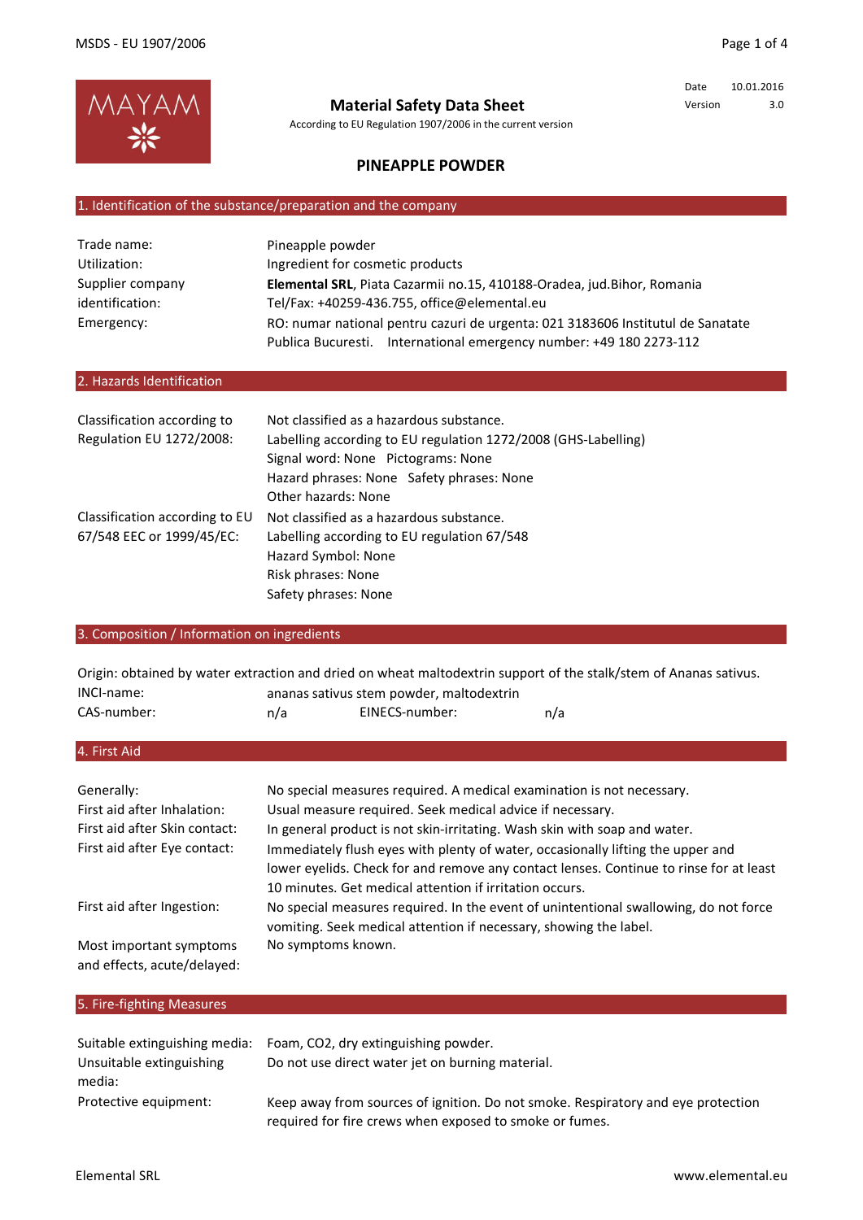MAYAM

# Material Safety Data Sheet

According to EU Regulation 1907/2006 in the current version

| | |
|---|---|
| Date | 10.01.2016 |
| Version | 3.0 |

## PINEAPPLE POWDER

### 1. Identification of the substance/preparation and the company

| | |
|---|---|
| Trade name: | Pineapple powder |
| Utilization: | Ingredient for cosmetic products |
| Supplier company identification: | **Elemental SRL**, Piata Cazarmii no.15, 410188-Oradea, jud.Bihor, Romania<br>Tel/Fax: +40259-436.755, office@elemental.eu |
| Emergency: | RO: numar national pentru cazuri de urgenta: 021 3183606 Institutul de Sanatate Publica Bucuresti. International emergency number: +49 180 2273-112 |

### 2. Hazards Identification

| | |
|---|---|
| Classification according to Regulation EU 1272/2008: | Not classified as a hazardous substance.<br>Labelling according to EU regulation 1272/2008 (GHS-Labelling)<br>Signal word: None Pictograms: None<br>Hazard phrases: None Safety phrases: None<br>Other hazards: None |
| Classification according to EU 67/548 EEC or 1999/45/EC: | Not classified as a hazardous substance.<br>Labelling according to EU regulation 67/548<br>Hazard Symbol: None<br>Risk phrases: None<br>Safety phrases: None |

### 3. Composition / Information on ingredients

Origin: obtained by water extraction and dried on wheat maltodextrin support of the stalk/stem of Ananas sativus.

| | | | |
|---|---|---|---|
| INCI-name: | ananas sativus stem powder, maltodextrin | | |
| CAS-number: | n/a | EINECS-number: | n/a |

### 4. First Aid

| | |
|---|---|
| Generally: | No special measures required. A medical examination is not necessary. |
| First aid after Inhalation: | Usual measure required. Seek medical advice if necessary. |
| First aid after Skin contact: | In general product is not skin-irritating. Wash skin with soap and water. |
| First aid after Eye contact: | Immediately flush eyes with plenty of water, occasionally lifting the upper and lower eyelids. Check for and remove any contact lenses. Continue to rinse for at least 10 minutes. Get medical attention if irritation occurs. |
| First aid after Ingestion: | No special measures required. In the event of unintentional swallowing, do not force vomiting. Seek medical attention if necessary, showing the label. |
| Most important symptoms and effects, acute/delayed: | No symptoms known. |

### 5. Fire-fighting Measures

| | |
|---|---|
| Suitable extinguishing media: | Foam, $CO_2$, dry extinguishing powder. |
| Unsuitable extinguishing media: | Do not use direct water jet on burning material. |
| Protective equipment: | Keep away from sources of ignition. Do not smoke. Respiratory and eye protection required for fire crews when exposed to smoke or fumes. |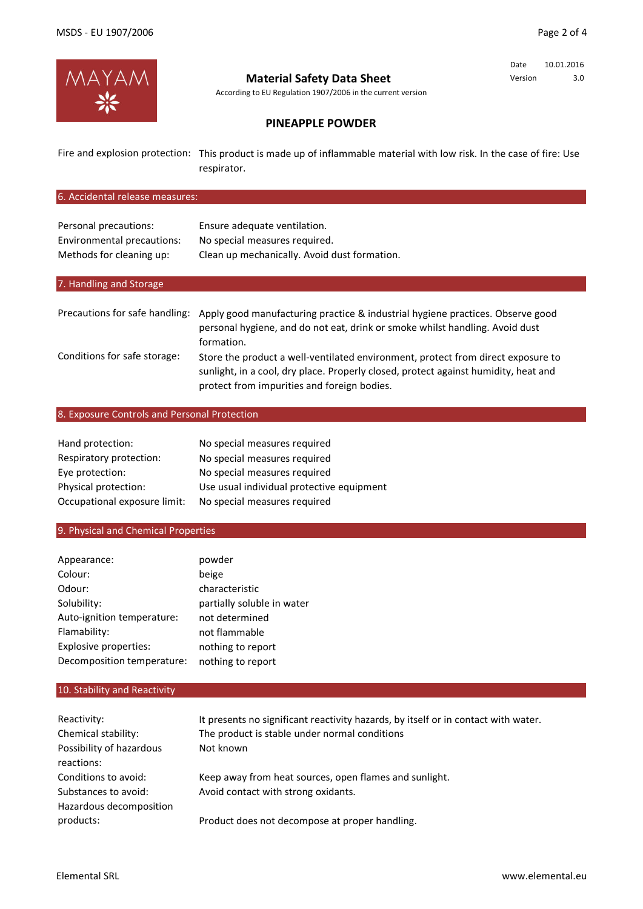**Material Safety Data Sheet**

According to EU Regulation 1907/2006 in the current version

Date 10.01.2016
Version 3.0

## PINEAPPLE POWDER

| | |
|---|---|
| Fire and explosion protection: | This product is made up of inflammable material with low risk. In the case of fire: Use respirator. |

## 6. Accidental release measures:

| | |
|---|---|
| Personal precautions: | Ensure adequate ventilation. |
| Environmental precautions: | No special measures required. |
| Methods for cleaning up: | Clean up mechanically. Avoid dust formation. |

## 7. Handling and Storage

| | |
|---|---|
| Precautions for safe handling: | Apply good manufacturing practice & industrial hygiene practices. Observe good personal hygiene, and do not eat, drink or smoke whilst handling. Avoid dust formation. |
| Conditions for safe storage: | Store the product a well-ventilated environment, protect from direct exposure to sunlight, in a cool, dry place. Properly closed, protect against humidity, heat and protect from impurities and foreign bodies. |

## 8. Exposure Controls and Personal Protection

| | |
|---|---|
| Hand protection: | No special measures required |
| Respiratory protection: | No special measures required |
| Eye protection: | No special measures required |
| Physical protection: | Use usual individual protective equipment |
| Occupational exposure limit: | No special measures required |

## 9. Physical and Chemical Properties

| | |
|---|---|
| Appearance: | powder |
| Colour: | beige |
| Odour: | characteristic |
| Solubility: | partially soluble in water |
| Auto-ignition temperature: | not determined |
| Flamability: | not flammable |
| Explosive properties: | nothing to report |
| Decomposition temperature: | nothing to report |

## 10. Stability and Reactivity

| | |
|---|---|
| Reactivity: | It presents no significant reactivity hazards, by itself or in contact with water. |
| Chemical stability: | The product is stable under normal conditions |
| Possibility of hazardous reactions: | Not known |
| Conditions to avoid: | Keep away from heat sources, open flames and sunlight. |
| Substances to avoid: | Avoid contact with strong oxidants. |
| Hazardous decomposition products: | Product does not decompose at proper handling. |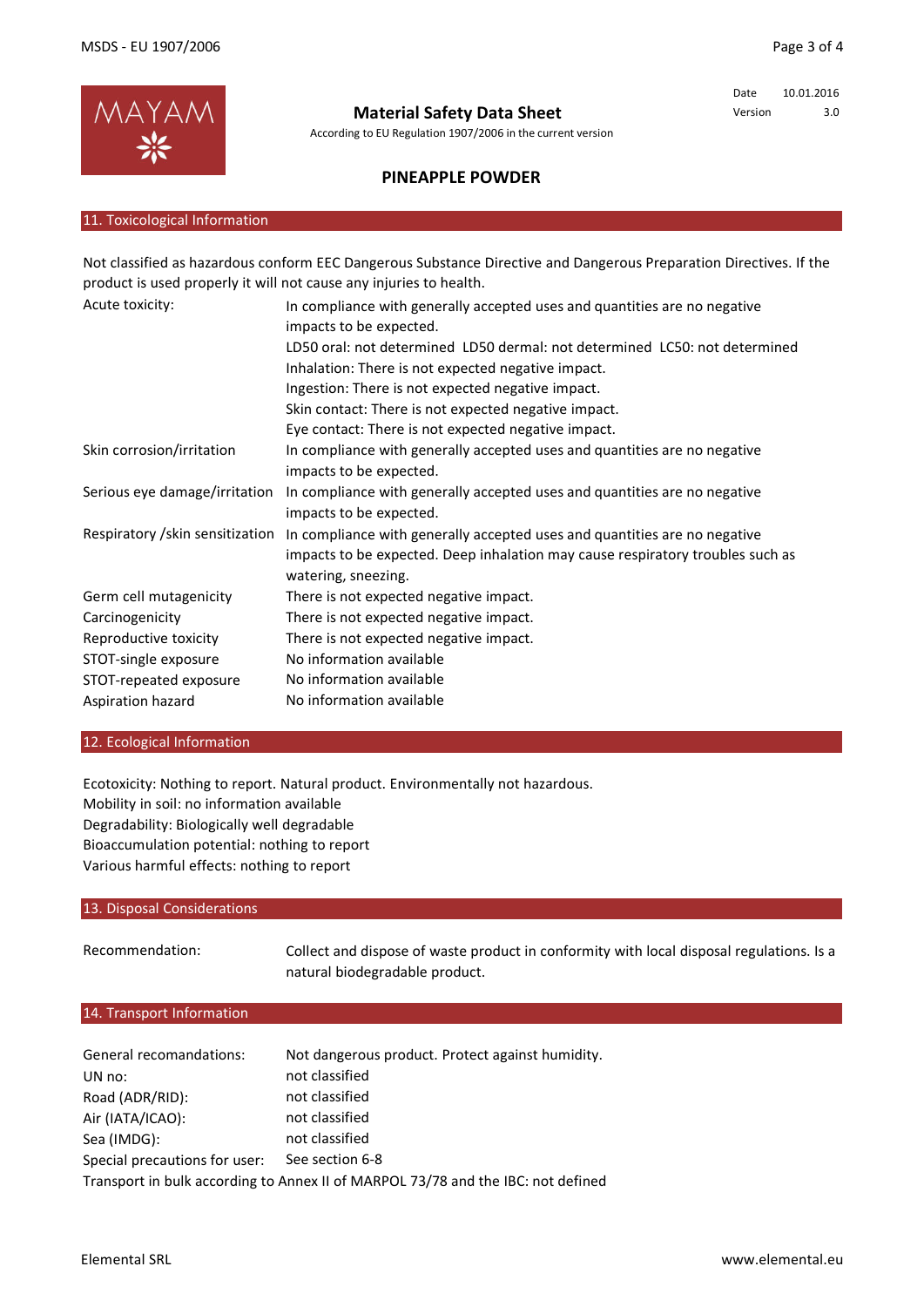## 11. Toxicological Information

Not classified as hazardous conform EEC Dangerous Substance Directive and Dangerous Preparation Directives. If the product is used properly it will not cause any injuries to health.

| | |
|---|---|
| Acute toxicity: | In compliance with generally accepted uses and quantities are no negative impacts to be expected.<br>LD50 oral: not determined LD50 dermal: not determined LC50: not determined<br>Inhalation: There is not expected negative impact.<br>Ingestion: There is not expected negative impact.<br>Skin contact: There is not expected negative impact.<br>Eye contact: There is not expected negative impact. |
| Skin corrosion/irritation | In compliance with generally accepted uses and quantities are no negative impacts to be expected. |
| Serious eye damage/irritation | In compliance with generally accepted uses and quantities are no negative impacts to be expected. |
| Respiratory /skin sensitization | In compliance with generally accepted uses and quantities are no negative impacts to be expected. Deep inhalation may cause respiratory troubles such as watering, sneezing. |
| Germ cell mutagenicity | There is not expected negative impact. |
| Carcinogenicity | There is not expected negative impact. |
| Reproductive toxicity | There is not expected negative impact. |
| STOT-single exposure | No information available |
| STOT-repeated exposure | No information available |
| Aspiration hazard | No information available |

## 12. Ecological Information

Ecotoxicity: Nothing to report. Natural product. Environmentally not hazardous.
Mobility in soil: no information available
Degradability: Biologically well degradable
Bioaccumulation potential: nothing to report
Various harmful effects: nothing to report

## 13. Disposal Considerations

| | |
|---|---|
| Recommendation: | Collect and dispose of waste product in conformity with local disposal regulations. Is a natural biodegradable product. |

## 14. Transport Information

| | |
|---|---|
| General recomandations: | Not dangerous product. Protect against humidity. |
| UN no: | not classified |
| Road (ADR/RID): | not classified |
| Air (IATA/ICAO): | not classified |
| Sea (IMDG): | not classified |
| Special precautions for user: | See section 6-8 |

Transport in bulk according to Annex II of MARPOL 73/78 and the IBC: not defined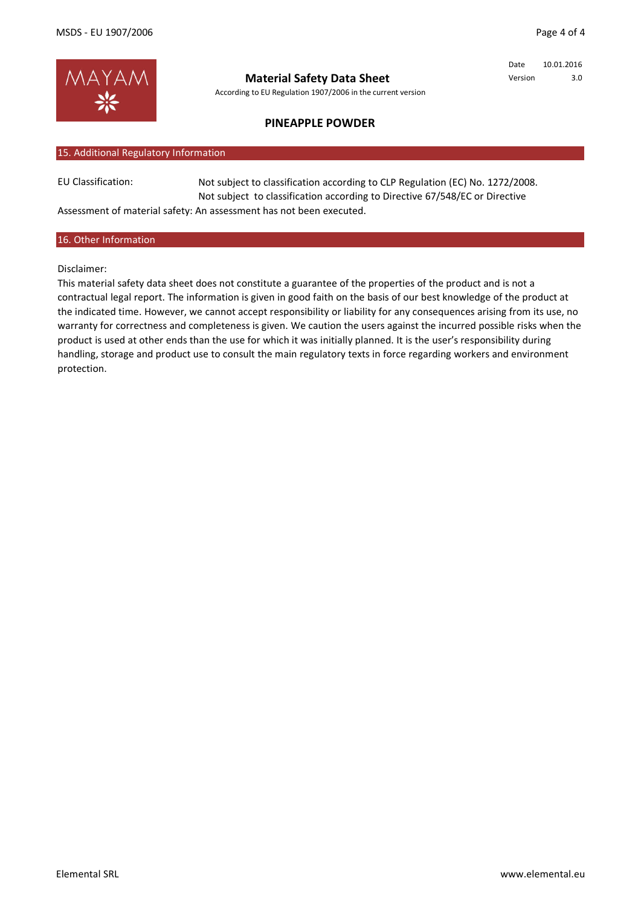**Material Safety Data Sheet**

According to EU Regulation 1907/2006 in the current version

Date 10.01.2016
Version 3.0

**PINEAPPLE POWDER**

## 15. Additional Regulatory Information

EU Classification: Not subject to classification according to CLP Regulation (EC) No. 1272/2008.
Not subject to classification according to Directive 67/548/EC or Directive

Assessment of material safety: An assessment has not been executed.

## 16. Other Information

Disclaimer:
This material safety data sheet does not constitute a guarantee of the properties of the product and is not a contractual legal report. The information is given in good faith on the basis of our best knowledge of the product at the indicated time. However, we cannot accept responsibility or liability for any consequences arising from its use, no warranty for correctness and completeness is given. We caution the users against the incurred possible risks when the product is used at other ends than the use for which it was initially planned. It is the user's responsibility during handling, storage and product use to consult the main regulatory texts in force regarding workers and environment protection.